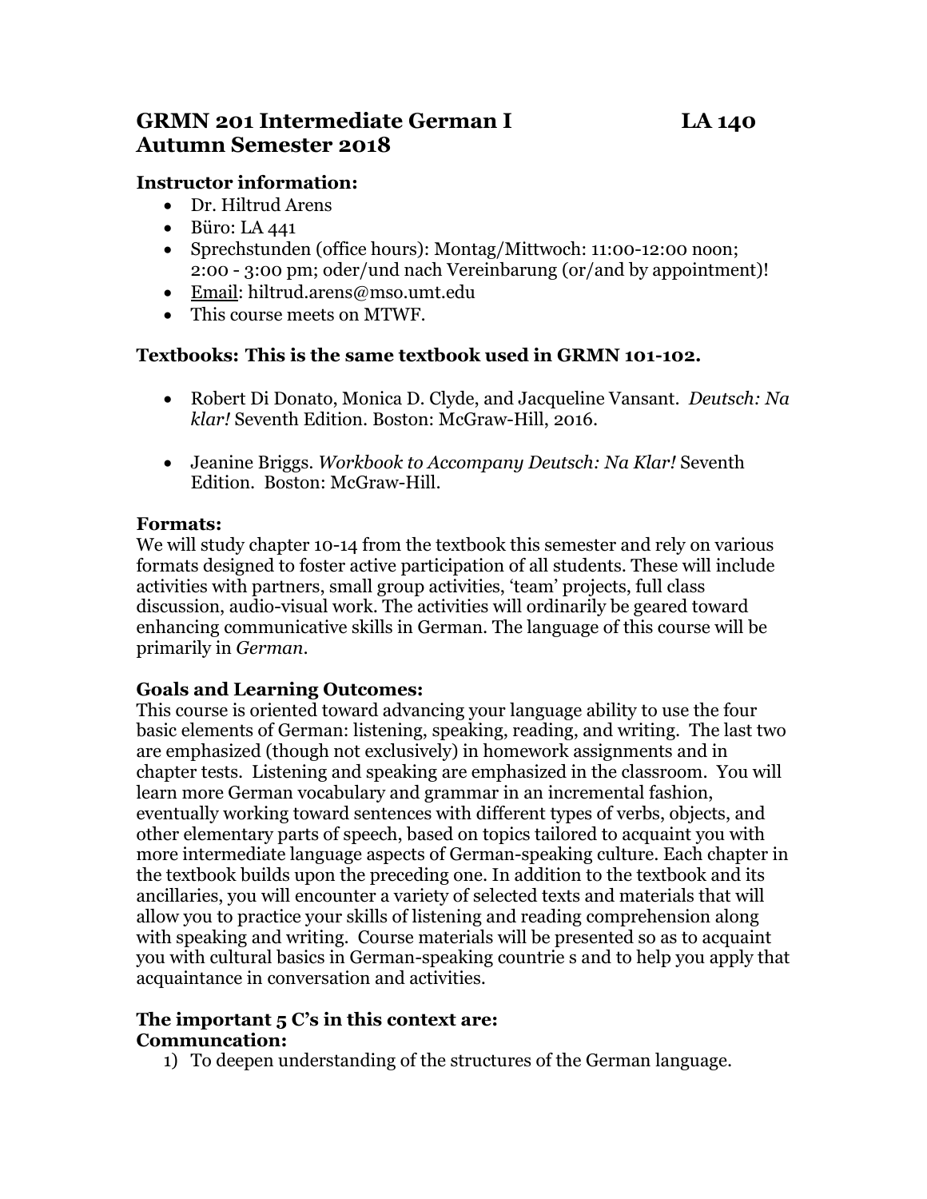# GRMN 201 Intermediate German I LA 140
# Autumn Semester 2018

**Instructor information:**

- Dr. Hiltrud Arens
- Büro: LA 441
- Sprechstunden (office hours): Montag/Mittwoch: 11:00-12:00 noon; 2:00 - 3:00 pm; oder/und nach Vereinbarung (or/and by appointment)!
- Email: hiltrud.arens@mso.umt.edu
- This course meets on MTWF.

**Textbooks: This is the same textbook used in GRMN 101-102.**

- Robert Di Donato, Monica D. Clyde, and Jacqueline Vansant. *Deutsch: Na klar!* Seventh Edition. Boston: McGraw-Hill, 2016.
- Jeanine Briggs. *Workbook to Accompany Deutsch: Na Klar!* Seventh Edition. Boston: McGraw-Hill.

**Formats:**

We will study chapter 10-14 from the textbook this semester and rely on various formats designed to foster active participation of all students. These will include activities with partners, small group activities, 'team' projects, full class discussion, audio-visual work. The activities will ordinarily be geared toward enhancing communicative skills in German. The language of this course will be primarily in *German*.

**Goals and Learning Outcomes:**

This course is oriented toward advancing your language ability to use the four basic elements of German: listening, speaking, reading, and writing. The last two are emphasized (though not exclusively) in homework assignments and in chapter tests. Listening and speaking are emphasized in the classroom. You will learn more German vocabulary and grammar in an incremental fashion, eventually working toward sentences with different types of verbs, objects, and other elementary parts of speech, based on topics tailored to acquaint you with more intermediate language aspects of German-speaking culture. Each chapter in the textbook builds upon the preceding one. In addition to the textbook and its ancillaries, you will encounter a variety of selected texts and materials that will allow you to practice your skills of listening and reading comprehension along with speaking and writing. Course materials will be presented so as to acquaint you with cultural basics in German-speaking countrie s and to help you apply that acquaintance in conversation and activities.

**The important 5 C's in this context are:**
**Communcation:**

1) To deepen understanding of the structures of the German language.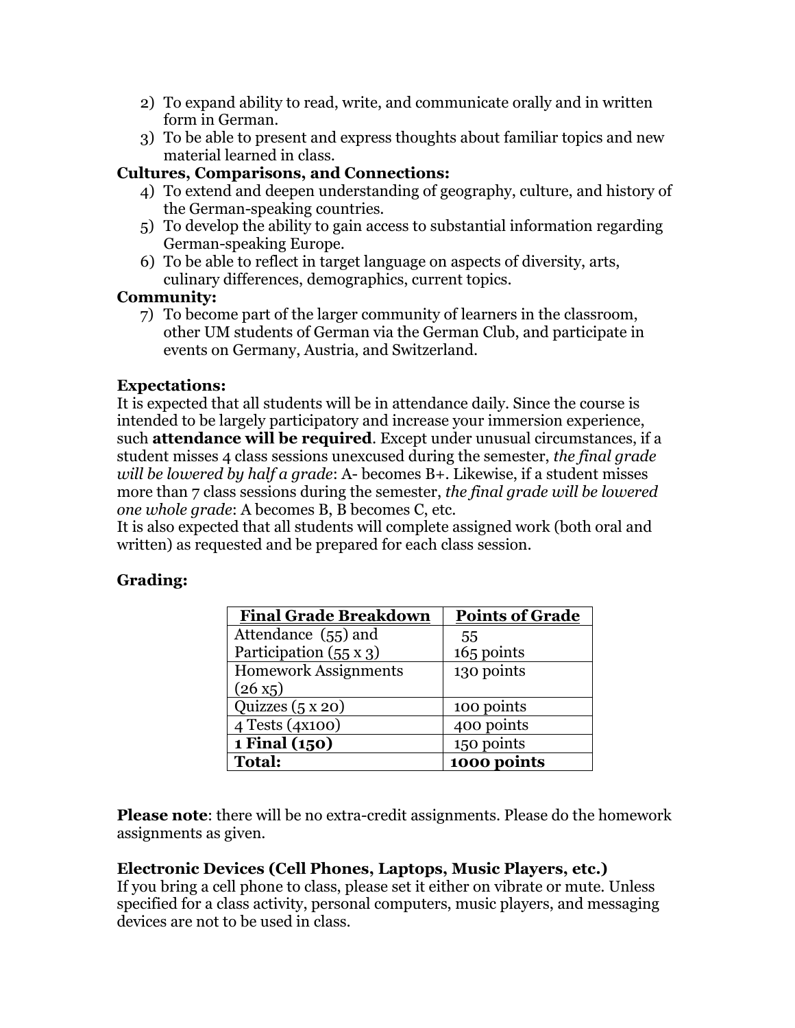2) To expand ability to read, write, and communicate orally and in written form in German.
3) To be able to present and express thoughts about familiar topics and new material learned in class.

**Cultures, Comparisons, and Connections:**

4) To extend and deepen understanding of geography, culture, and history of the German-speaking countries.
5) To develop the ability to gain access to substantial information regarding German-speaking Europe.
6) To be able to reflect in target language on aspects of diversity, arts, culinary differences, demographics, current topics.

**Community:**

7) To become part of the larger community of learners in the classroom, other UM students of German via the German Club, and participate in events on Germany, Austria, and Switzerland.

**Expectations:**

It is expected that all students will be in attendance daily. Since the course is intended to be largely participatory and increase your immersion experience, such **attendance will be required**. Except under unusual circumstances, if a student misses 4 class sessions unexcused during the semester, *the final grade will be lowered by half a grade*: A- becomes B+. Likewise, if a student misses more than 7 class sessions during the semester, *the final grade will be lowered one whole grade*: A becomes B, B becomes C, etc.

It is also expected that all students will complete assigned work (both oral and written) as requested and be prepared for each class session.

**Grading:**

| Final Grade Breakdown | Points of Grade |
|---|---|
| Attendance (55) and Participation (55 x 3) | 55<br>165 points |
| Homework Assignments (26 x5) | 130 points |
| Quizzes (5 x 20) | 100 points |
| 4 Tests (4x100) | 400 points |
| **1 Final (150)** | 150 points |
| **Total:** | **1000 points** |

**Please note**: there will be no extra-credit assignments. Please do the homework assignments as given.

**Electronic Devices (Cell Phones, Laptops, Music Players, etc.)**

If you bring a cell phone to class, please set it either on vibrate or mute. Unless specified for a class activity, personal computers, music players, and messaging devices are not to be used in class.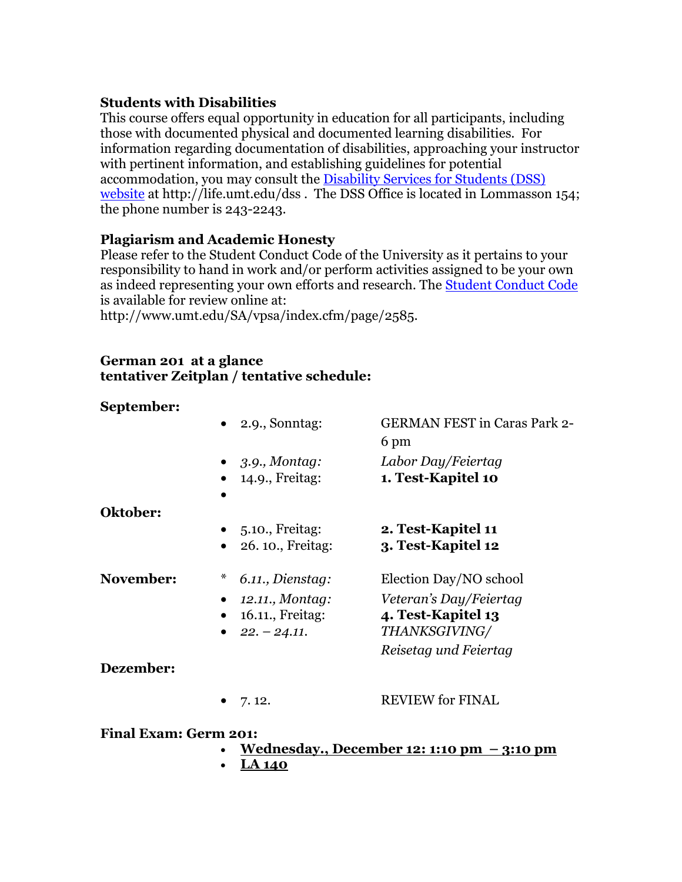### Students with Disabilities

This course offers equal opportunity in education for all participants, including those with documented physical and documented learning disabilities. For information regarding documentation of disabilities, approaching your instructor with pertinent information, and establishing guidelines for potential accommodation, you may consult the [Disability Services for Students (DSS) website](http://life.umt.edu/dss) at http://life.umt.edu/dss . The DSS Office is located in Lommasson 154; the phone number is 243-2243.

### Plagiarism and Academic Honesty

Please refer to the Student Conduct Code of the University as it pertains to your responsibility to hand in work and/or perform activities assigned to be your own as indeed representing your own efforts and research. The [Student Conduct Code](http://www.umt.edu/SA/vpsa/index.cfm/page/2585) is available for review online at:
http://www.umt.edu/SA/vpsa/index.cfm/page/2585.

### German 201 at a glance
### tentativer Zeitplan / tentative schedule:

**September:**

- 2.9., Sonntag: GERMAN FEST in Caras Park 2-6 pm
- *3.9., Montag: Labor Day/Feiertag*
- 14.9., Freitag: **1. Test-Kapitel 10**
- 

**Oktober:**

- 5.10., Freitag: **2. Test-Kapitel 11**
- 26. 10., Freitag: **3. Test-Kapitel 12**

**November:**

\* *6.11., Dienstag:* Election Day/NO school
- *12.11., Montag: Veteran's Day/Feiertag*
- 16.11., Freitag: **4. Test-Kapitel 13**
- *22. – 24.11. THANKSGIVING/ Reisetag und Feiertag*

**Dezember:**

- 7. 12. REVIEW for FINAL

**Final Exam: Germ 201:**

- **<u>Wednesday., December 12: 1:10 pm – 3:10 pm</u>**
- **<u>LA 140</u>**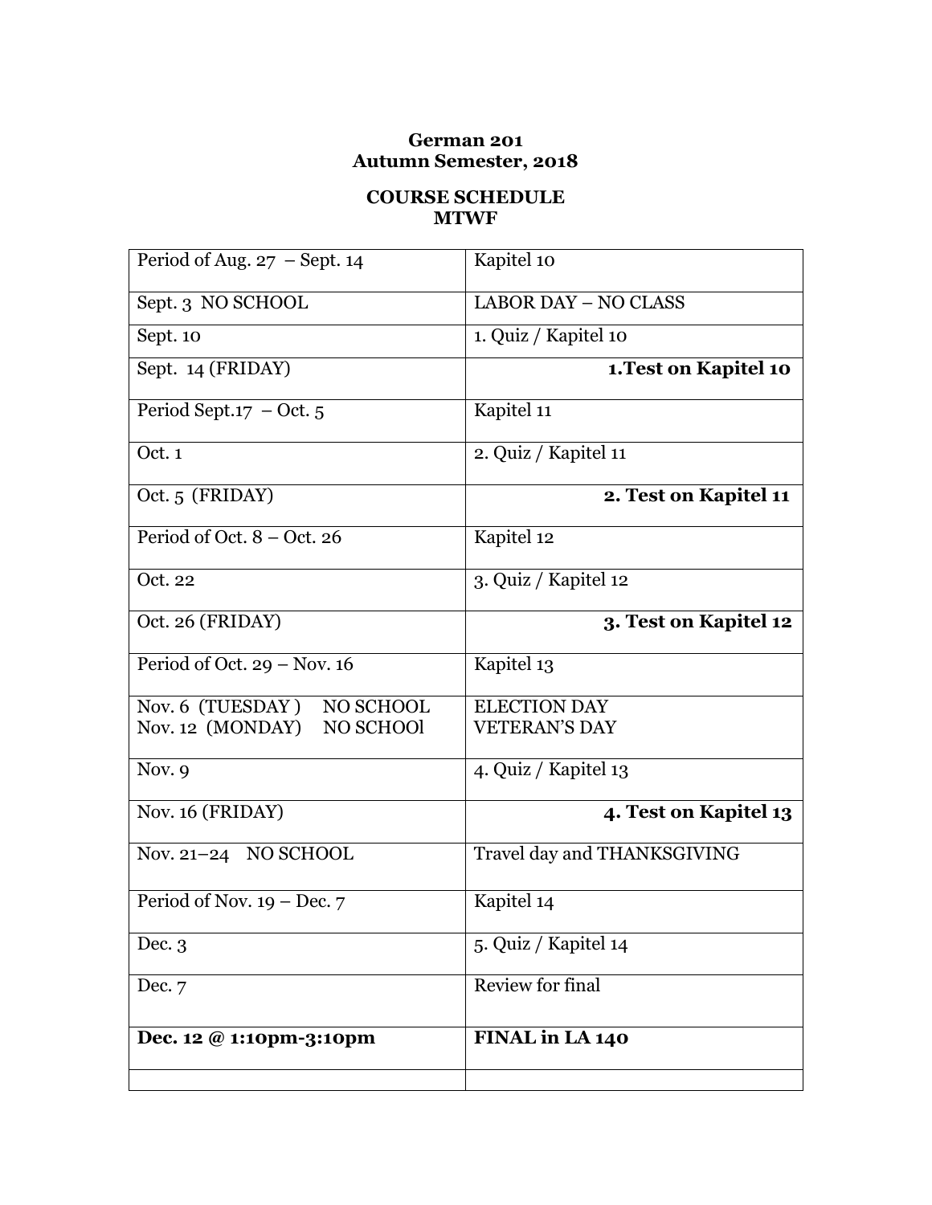**German 201**
**Autumn Semester, 2018**

**COURSE SCHEDULE**
**MTWF**

| | |
|---|---|
| Period of Aug. 27 – Sept. 14 | Kapitel 10 |
| Sept. 3 NO SCHOOL | LABOR DAY – NO CLASS |
| Sept. 10 | 1. Quiz / Kapitel 10 |
| Sept. 14 (FRIDAY) | **1.Test on Kapitel 10** |
| Period Sept.17 – Oct. 5 | Kapitel 11 |
| Oct. 1 | 2. Quiz / Kapitel 11 |
| Oct. 5 (FRIDAY) | **2. Test on Kapitel 11** |
| Period of Oct. 8 – Oct. 26 | Kapitel 12 |
| Oct. 22 | 3. Quiz / Kapitel 12 |
| Oct. 26 (FRIDAY) | **3. Test on Kapitel 12** |
| Period of Oct. 29 – Nov. 16 | Kapitel 13 |
| Nov. 6 (TUESDAY) NO SCHOOL<br>Nov. 12 (MONDAY) NO SCHOOl | ELECTION DAY<br>VETERAN'S DAY |
| Nov. 9 | 4. Quiz / Kapitel 13 |
| Nov. 16 (FRIDAY) | **4. Test on Kapitel 13** |
| Nov. 21–24 NO SCHOOL | Travel day and THANKSGIVING |
| Period of Nov. 19 – Dec. 7 | Kapitel 14 |
| Dec. 3 | 5. Quiz / Kapitel 14 |
| Dec. 7 | Review for final |
| **Dec. 12 @ 1:10pm-3:10pm** | **FINAL in LA 140** |
| | |